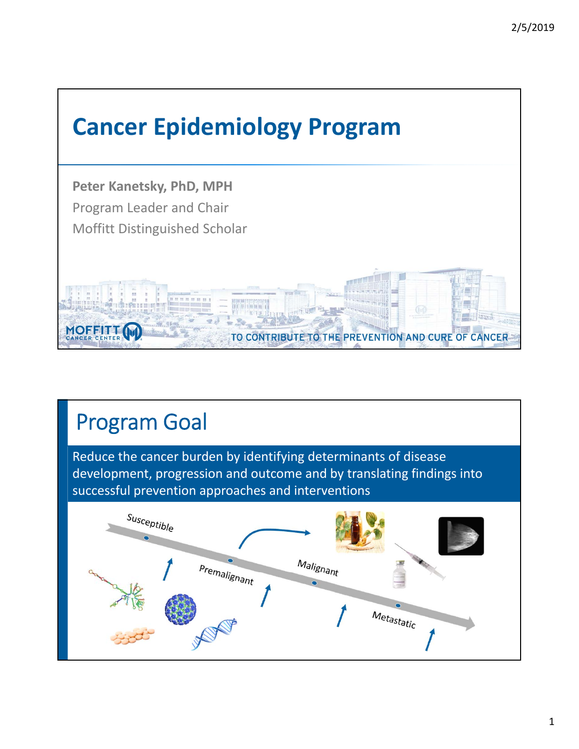# Cancer Epidemiology Program

**Peter Kanetsky, PhD, MPH**
Program Leader and Chair
Moffitt Distinguished Scholar

MOFFITT CANCER CENTER

TO CONTRIBUTE TO THE PREVENTION AND CURE OF CANCER

## Program Goal

Reduce the cancer burden by identifying determinants of disease development, progression and outcome and by translating findings into successful prevention approaches and interventions

Susceptible

Premalignant

Malignant

Metastatic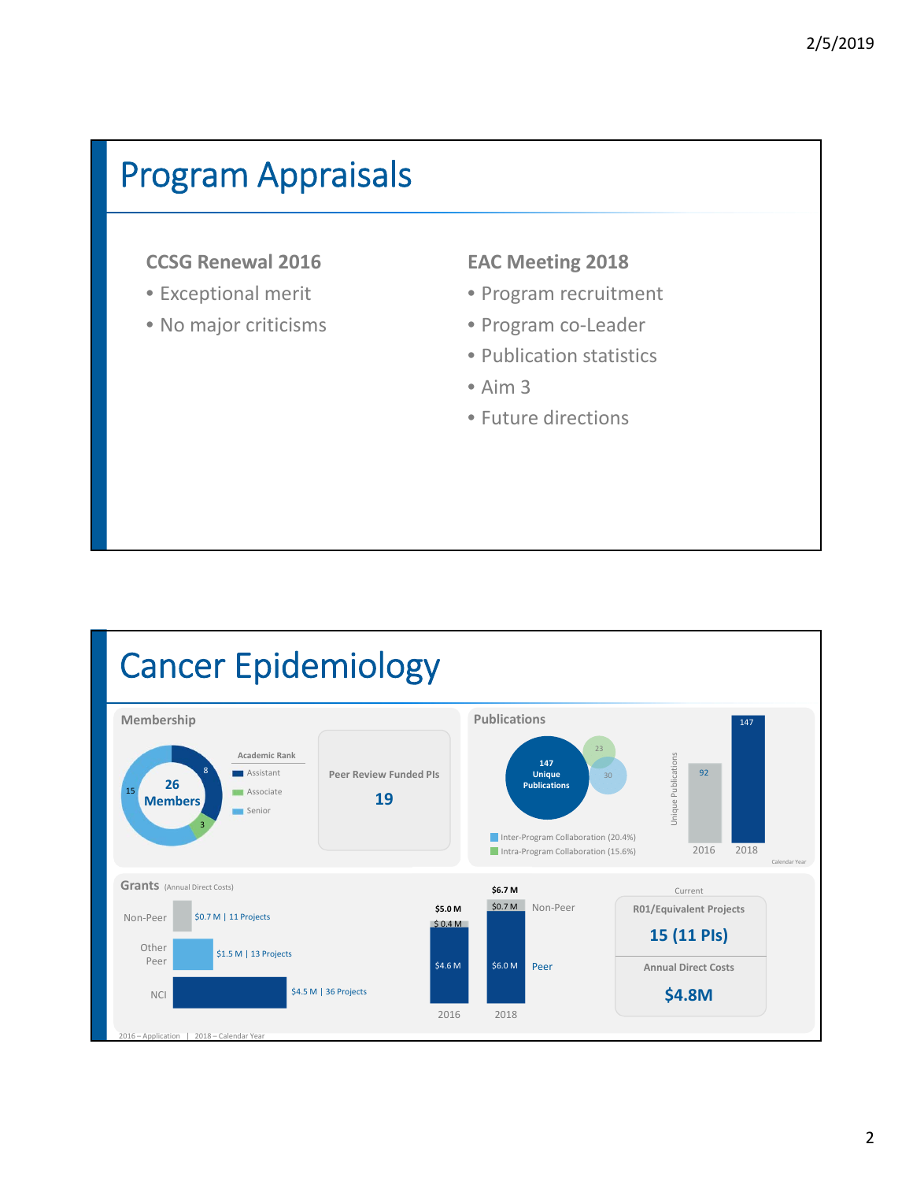# Program Appraisals

**CCSG Renewal 2016**

- Exceptional merit
- No major criticisms

**EAC Meeting 2018**

- Program recruitment
- Program co-Leader
- Publication statistics
- Aim 3
- Future directions

# Cancer Epidemiology

## Membership

**26 Members**

Academic Rank

- Assistant: 8
- Associate: 3
- Senior: 15

Peer Review Funded PIs: **19**

## Publications

**147 Unique Publications**

- Inter-Program Collaboration (20.4%): 30
- Intra-Program Collaboration (15.6%): 23

Unique Publications (Calendar Year)

| 2016 | 2018 |
|---|---|
| 92 | 147 |

## Grants (Annual Direct Costs)

| Category | Funding |
|---|---|
| Non-Peer | $0.7 M \| 11 Projects |
| Other Peer | $1.5 M \| 13 Projects |
| NCI | $4.5 M \| 36 Projects |

| | 2016 | 2018 |
|---|---|---|
| Total | $5.0 M | $6.7 M |
| Non-Peer | $ 0.4 M | $0.7 M |
| Peer | $4.6 M | $6.0 M |

Current

R01/Equivalent Projects: **15 (11 PIs)**

Annual Direct Costs: **$4.8M**

2016 – Application | 2018 – Calendar Year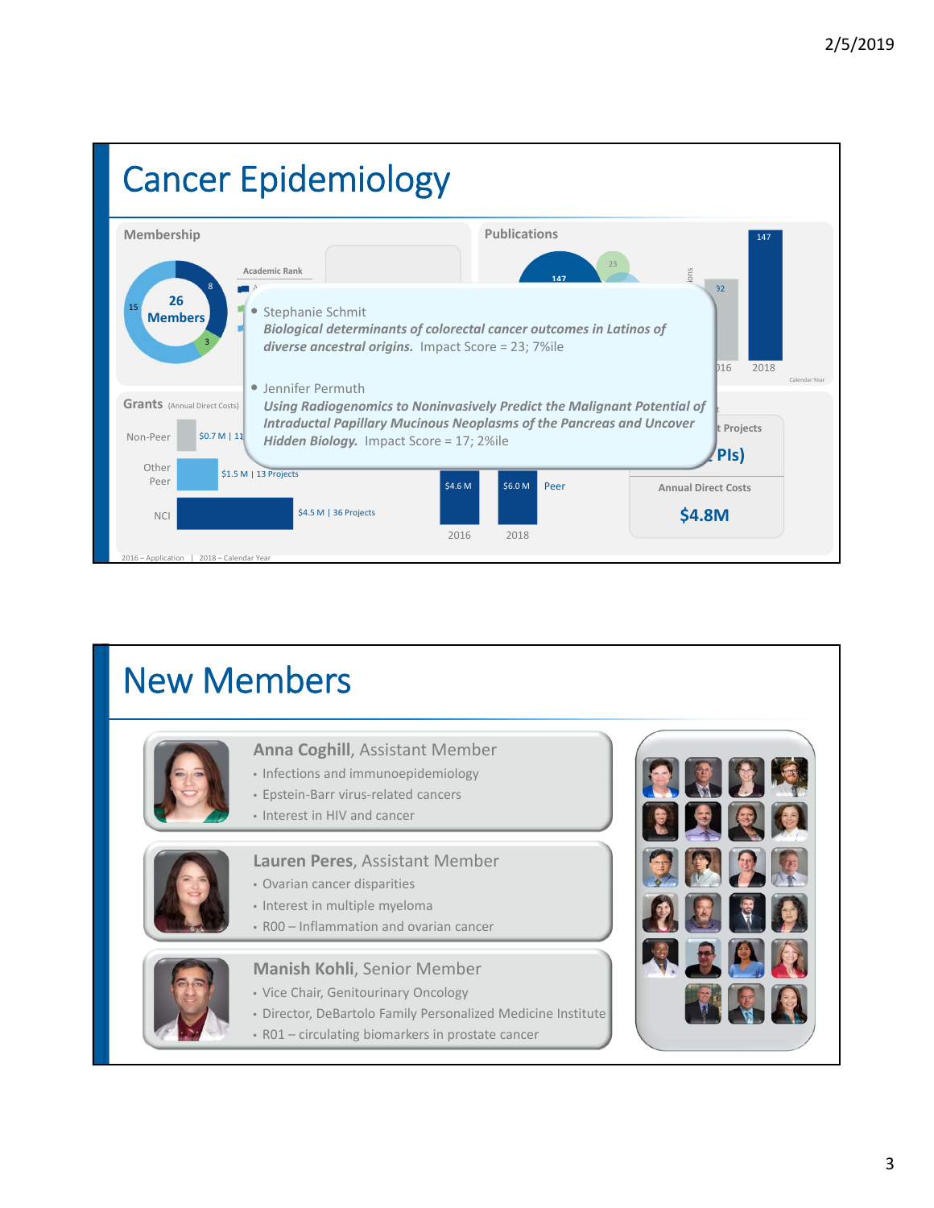# Cancer Epidemiology

## Membership

26 Members

15 | 8 | 3

Academic Rank

## Publications

147 | 23

92 | 147

2016 | 2018

Calendar Year

- Stephanie Schmit
  ***Biological determinants of colorectal cancer outcomes in Latinos of diverse ancestral origins.*** Impact Score = 23; 7%ile

- Jennifer Permuth
  ***Using Radiogenomics to Noninvasively Predict the Malignant Potential of Intraductal Papillary Mucinous Neoplasms of the Pancreas and Uncover Hidden Biology.*** Impact Score = 17; 2%ile

## Grants (Annual Direct Costs)

| | |
|---|---|
| Non-Peer | $0.7 M \| 11 |
| Other Peer | $1.5 M \| 13 Projects |
| NCI | $4.5 M \| 36 Projects |

2016 – Application | 2018 – Calendar Year

| 2016 | 2018 |
|---|---|
| $4.6 M | $6.0 M |

Peer

t Projects

PIs)

Annual Direct Costs

**$4.8M**

# New Members

**Anna Coghill**, Assistant Member
- Infections and immunoepidemiology
- Epstein-Barr virus-related cancers
- Interest in HIV and cancer

**Lauren Peres**, Assistant Member
- Ovarian cancer disparities
- Interest in multiple myeloma
- R00 – Inflammation and ovarian cancer

**Manish Kohli**, Senior Member
- Vice Chair, Genitourinary Oncology
- Director, DeBartolo Family Personalized Medicine Institute
- R01 – circulating biomarkers in prostate cancer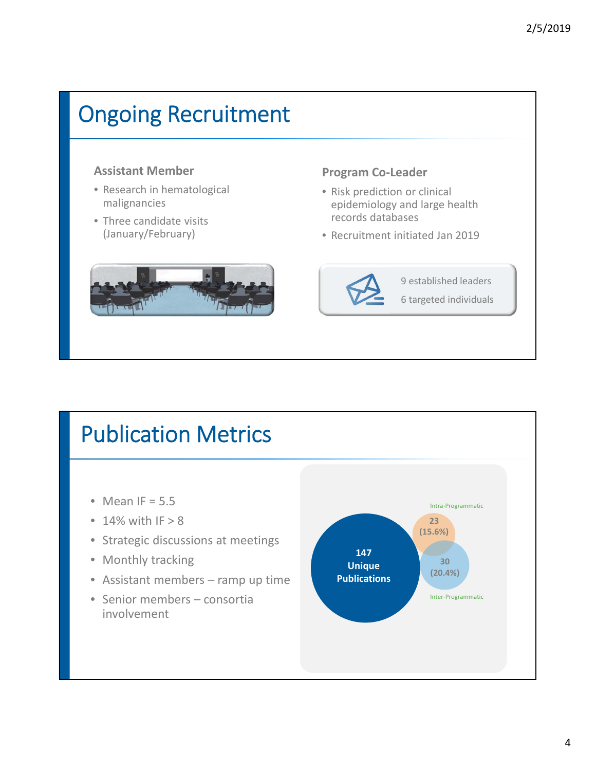# Ongoing Recruitment

### Assistant Member

- Research in hematological malignancies
- Three candidate visits (January/February)

### Program Co-Leader

- Risk prediction or clinical epidemiology and large health records databases
- Recruitment initiated Jan 2019

9 established leaders

6 targeted individuals

# Publication Metrics

- Mean IF = 5.5
- 14% with IF > 8
- Strategic discussions at meetings
- Monthly tracking
- Assistant members – ramp up time
- Senior members – consortia involvement

**147 Unique Publications**

Intra-Programmatic: 23 (15.6%)

Inter-Programmatic: 30 (20.4%)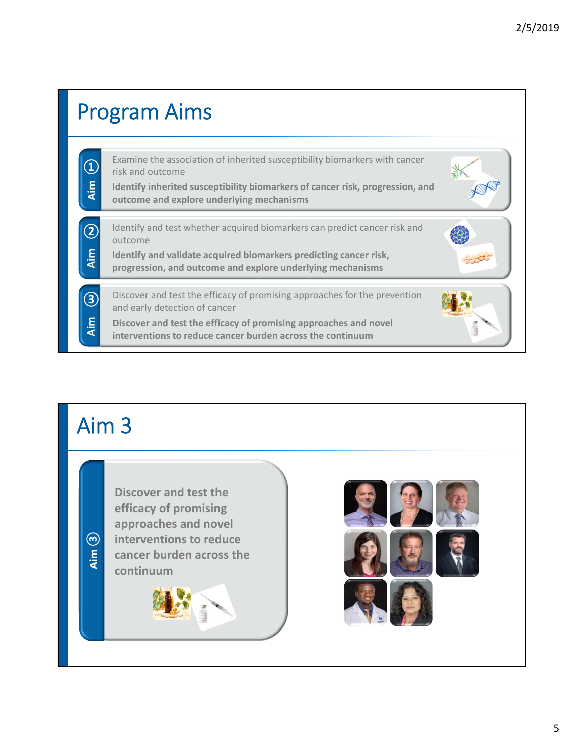## Program Aims

**Aim ①**

Examine the association of inherited susceptibility biomarkers with cancer risk and outcome

**Identify inherited susceptibility biomarkers of cancer risk, progression, and outcome and explore underlying mechanisms**

**Aim ②**

Identify and test whether acquired biomarkers can predict cancer risk and outcome

**Identify and validate acquired biomarkers predicting cancer risk, progression, and outcome and explore underlying mechanisms**

**Aim ③**

Discover and test the efficacy of promising approaches for the prevention and early detection of cancer

**Discover and test the efficacy of promising approaches and novel interventions to reduce cancer burden across the continuum**

## Aim 3

**Aim ③**

**Discover and test the efficacy of promising approaches and novel interventions to reduce cancer burden across the continuum**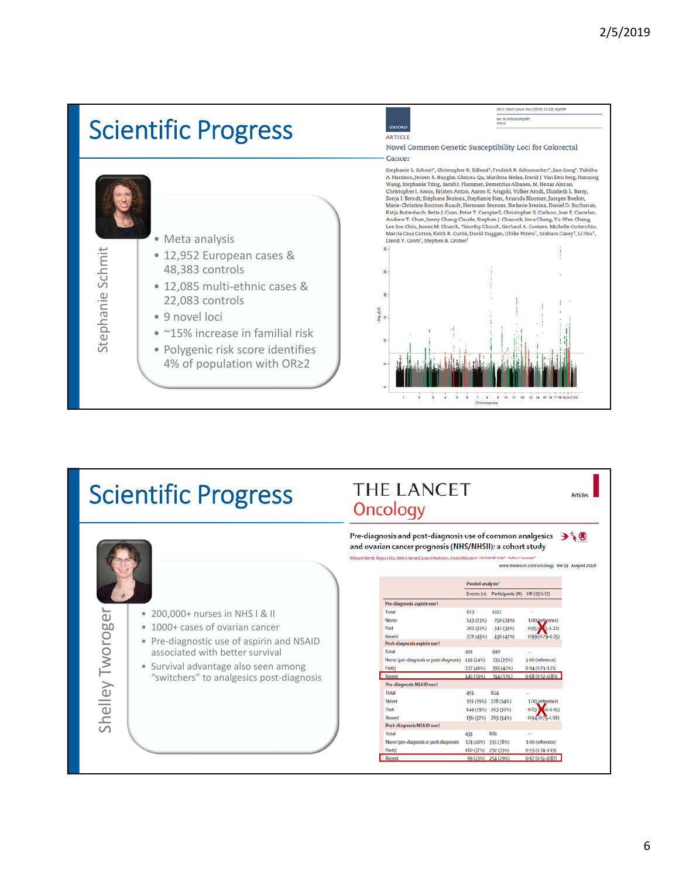# Scientific Progress

**Stephanie Schmit**

- Meta analysis
- 12,952 European cases & 48,383 controls
- 12,085 multi-ethnic cases & 22,083 controls
- 9 novel loci
- ~15% increase in familial risk
- Polygenic risk score identifies 4% of population with OR≥2

ARTICLE

Novel Common Genetic Susceptibility Loci for Colorectal Cancer

Stephanie L. Schmit*, Christopher K. Edlund*, Fredrick R. Schumacher*, Jian Gong*, Tabitha A. Harrison, Jeroen R. Huyghe, Chenxu Qu, Marilena Melas, David J. Van Den Berg, Hansong Wang, Stephanie Tring, Sarah J. Plummer, Demetrius Albanes, M. Henar Alonso, Christopher I. Amos, Kristen Anton, Aaron K. Aragaki, Volker Arndt, Elizabeth L. Barry, Sonja I. Berndt, Stéphane Bezieau, Stephanie Bien, Amanda Bloomer, Juergen Boehm, Marie-Christine Boutron-Ruault, Hermann Brenner, Stefanie Brezina, Daniel D. Buchanan, Katja Butterbach, Bette J. Caan, Peter T. Campbell, Christopher S. Carlson, Jose E. Castelao, Andrew T. Chan, Jenny Chang-Claude, Stephen J. Chanock, Iona Cheng, Ya-Wen Cheng, Lee Soo Chin, James M. Church, Timothy Church, Gerhard A. Coetzee, Michelle Cotterchio, Marcia Cruz Correa, Keith R. Curtis, David Duggan, Ulrike Peters†, Graham Casey†, Li Hsu†, David V. Conti†, Stephen B. Gruber†

# Scientific Progress

**Shelley Tworoger**

- 200,000+ nurses in NHS I & II
- 1000+ cases of ovarian cancer
- Pre-diagnostic use of aspirin and NSAID associated with better survival
- Survival advantage also seen among "switchers" to analgesics post-diagnosis

THE LANCET Oncology

Pre-diagnosis and post-diagnosis use of common analgesics and ovarian cancer prognosis (NHS/NHSII): a cohort study

www.thelancet.com/oncology Vol 19 August 2018

| | Pooled analysis* | | |
|---|---|---|---|
| | Events (n) | Participants (N) | HR (95% CI) |
| **Pre-diagnosis aspirin use†** | | | |
| Total | 623 | 1022 | .. |
| Never | 143 (23%) | 250 (24%) | 1·00 (reference) |
| Past | 202 (32%) | 342 (33%) | 0·95 (0·74–1·22) |
| Recent | 278 (45%) | 430 (42%) | 0·99 (0·79–1·25) |
| **Post-diagnosis aspirin use†** | | | |
| Total | 491 | 940 | .. |
| Never (pre-diagnosis or post-diagnosis) | 119 (24%) | 231 (25%) | 1·00 (reference) |
| Past‖ | 227 (46%) | 395 (42%) | 0·94 (0·73–1·21) |
| Recent | 145 (30%) | 314 (33%) | 0·68 (0·52–0·89) |
| **Pre-diagnosis NSAID use†** | | | |
| Total | 491 | 824 | .. |
| Never | 191 (39%) | 278 (34%) | 1·00 (reference) |
| Past | 144 (29%) | 263 (32%) | 0·83 (0·66–1·05) |
| Recent | 156 (32%) | 283 (34%) | 0·94 (0·75–1·18) |
| **Post-diagnosis NSAID use†** | | | |
| Total | 433 | 881 | .. |
| Never (pre-diagnosis or post-diagnosis) | 174 (40%) | 335 (38%) | 1·00 (reference) |
| Past‖ | 160 (37%) | 292 (33%) | 0·93 (0·74–1·19) |
| Recent | 99 (23%) | 254 (29%) | 0·67 (0·51–0·87) |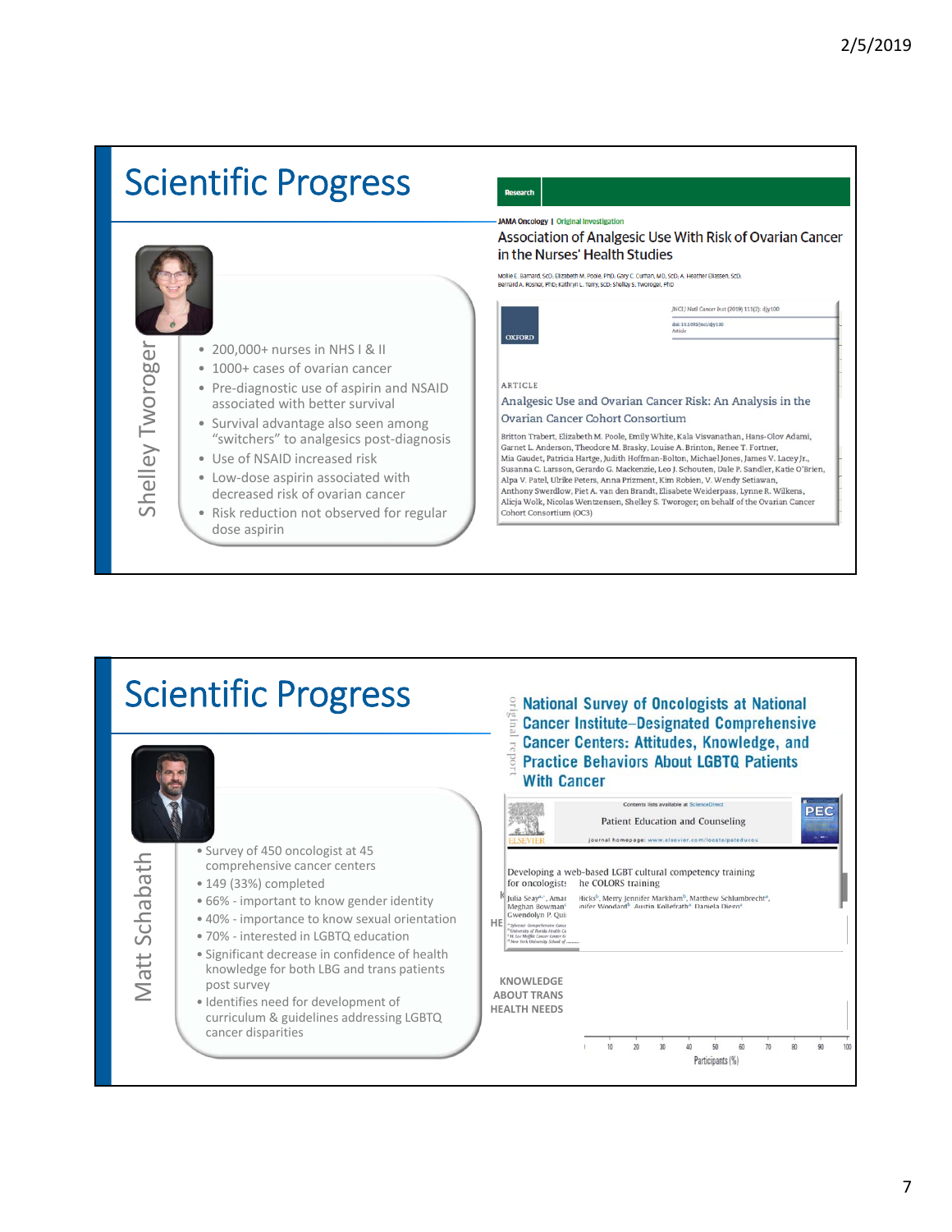## Scientific Progress

Shelley Tworoger

- 200,000+ nurses in NHS I & II
- 1000+ cases of ovarian cancer
- Pre-diagnostic use of aspirin and NSAID associated with better survival
- Survival advantage also seen among "switchers" to analgesics post-diagnosis
- Use of NSAID increased risk
- Low-dose aspirin associated with decreased risk of ovarian cancer
- Risk reduction not observed for regular dose aspirin

Research

JAMA Oncology | Original Investigation

Association of Analgesic Use With Risk of Ovarian Cancer in the Nurses' Health Studies

Mollie E. Barnard, ScD; Elizabeth M. Poole, PhD; Gary C. Curhan, MD, ScD; A. Heather Eliassen, ScD; Bernard A. Rosner, PhD; Kathryn L. Terry, ScD; Shelley S. Tworoger, PhD

OXFORD

JNCI J Natl Cancer Inst (2019) 111(2): djy100

ARTICLE

Analgesic Use and Ovarian Cancer Risk: An Analysis in the Ovarian Cancer Cohort Consortium

Britton Trabert, Elizabeth M. Poole, Emily White, Kala Visvanathan, Hans-Olov Adami, Garnet L. Anderson, Theodore M. Brasky, Louise A. Brinton, Renee T. Fortner, Mia Gaudet, Patricia Hartge, Judith Hoffman-Bolton, Michael Jones, James V. Lacey Jr., Susanna C. Larsson, Gerardo G. Mackenzie, Leo J. Schouten, Dale P. Sandler, Katie O'Brien, Alpa V. Patel, Ulrike Peters, Anna Prizment, Kim Robien, V. Wendy Setiawan, Anthony Swerdlow, Piet A. van den Brandt, Elisabete Weiderpass, Lynne R. Wilkens, Alicja Wolk, Nicolas Wentzensen, Shelley S. Tworoger; on behalf of the Ovarian Cancer Cohort Consortium (OC3)

## Scientific Progress

Matt Schabath

- Survey of 450 oncologist at 45 comprehensive cancer centers
- 149 (33%) completed
- 66% - important to know gender identity
- 40% - importance to know sexual orientation
- 70% - interested in LGBTQ education
- Significant decrease in confidence of health knowledge for both LBG and trans patients post survey
- Identifies need for development of curriculum & guidelines addressing LGBTQ cancer disparities

original report

National Survey of Oncologists at National Cancer Institute–Designated Comprehensive Cancer Centers: Attitudes, Knowledge, and Practice Behaviors About LGBTQ Patients With Cancer

Patient Education and Counseling

Developing a web-based LGBT cultural competency training for oncologists: the COLORS training

KNOWLEDGE ABOUT TRANS HEALTH NEEDS

Participants (%)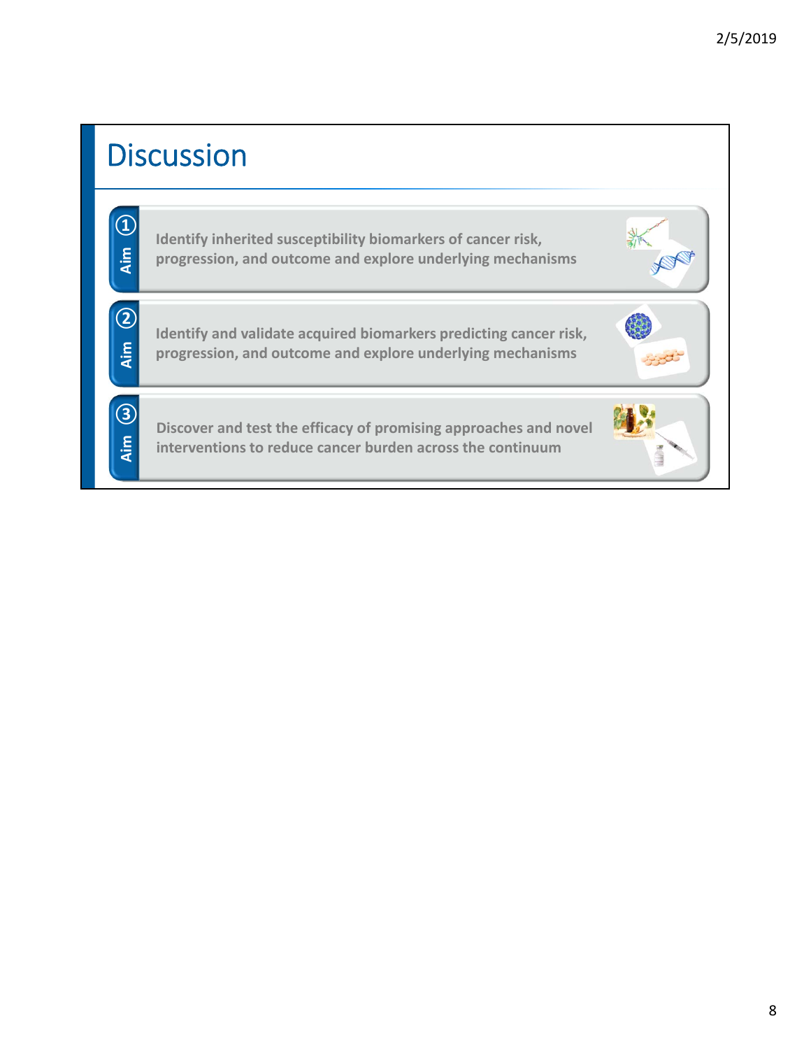# Discussion

**Aim 1**

Identify inherited susceptibility biomarkers of cancer risk, progression, and outcome and explore underlying mechanisms

**Aim 2**

Identify and validate acquired biomarkers predicting cancer risk, progression, and outcome and explore underlying mechanisms

**Aim 3**

Discover and test the efficacy of promising approaches and novel interventions to reduce cancer burden across the continuum